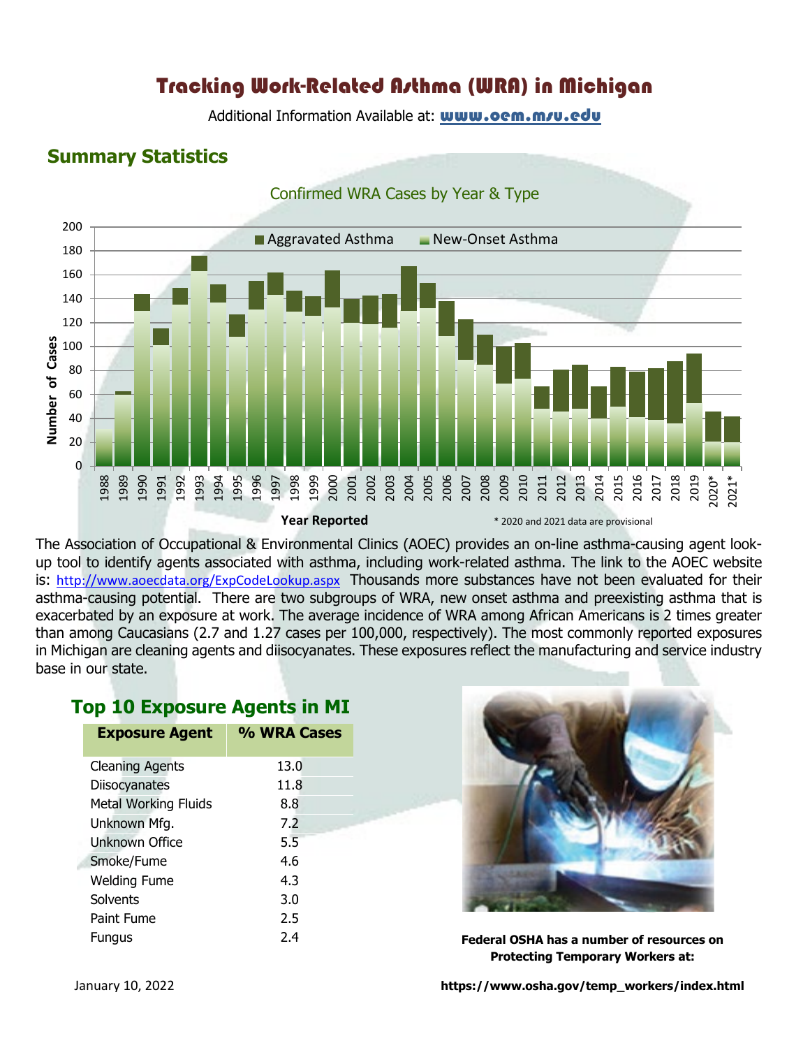# Tracking Work-Related Asthma (WRA) in Michigan

Additional Information Available at: **www.oem.msu.edu**

## Summary Statistics

Confirmed WRA Cases by Year & Type

* 2020 and 2021 data are provisional

The Association of Occupational & Environmental Clinics (AOEC) provides an on-line asthma-causing agent look-up tool to identify agents associated with asthma, including work-related asthma. The link to the AOEC website is: http://www.aoecdata.org/ExpCodeLookup.aspx Thousands more substances have not been evaluated for their asthma-causing potential. There are two subgroups of WRA, new onset asthma and preexisting asthma that is exacerbated by an exposure at work. The average incidence of WRA among African Americans is 2 times greater than among Caucasians (2.7 and 1.27 cases per 100,000, respectively). The most commonly reported exposures in Michigan are cleaning agents and diisocyanates. These exposures reflect the manufacturing and service industry base in our state.

## Top 10 Exposure Agents in MI

| Exposure Agent | % WRA Cases |
|---|---|
| Cleaning Agents | 13.0 |
| Diisocyanates | 11.8 |
| Metal Working Fluids | 8.8 |
| Unknown Mfg. | 7.2 |
| Unknown Office | 5.5 |
| Smoke/Fume | 4.6 |
| Welding Fume | 4.3 |
| Solvents | 3.0 |
| Paint Fume | 2.5 |
| Fungus | 2.4 |

**Federal OSHA has a number of resources on Protecting Temporary Workers at:**

**https://www.osha.gov/temp_workers/index.html**

January 10, 2022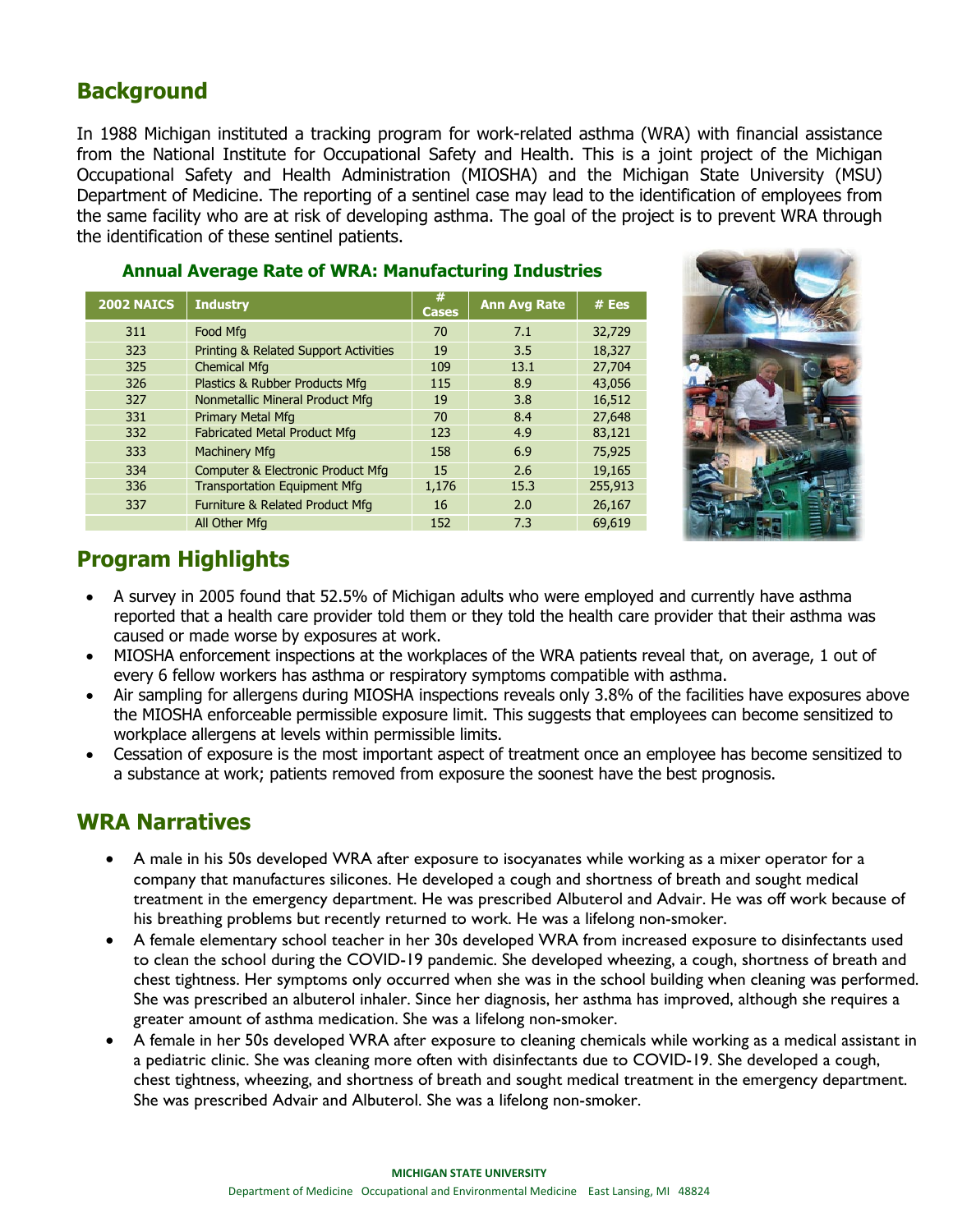## Background

In 1988 Michigan instituted a tracking program for work-related asthma (WRA) with financial assistance from the National Institute for Occupational Safety and Health. This is a joint project of the Michigan Occupational Safety and Health Administration (MIOSHA) and the Michigan State University (MSU) Department of Medicine. The reporting of a sentinel case may lead to the identification of employees from the same facility who are at risk of developing asthma. The goal of the project is to prevent WRA through the identification of these sentinel patients.

### Annual Average Rate of WRA: Manufacturing Industries

| 2002 NAICS | Industry | # Cases | Ann Avg Rate | # Ees |
|---|---|---|---|---|
| 311 | Food Mfg | 70 | 7.1 | 32,729 |
| 323 | Printing & Related Support Activities | 19 | 3.5 | 18,327 |
| 325 | Chemical Mfg | 109 | 13.1 | 27,704 |
| 326 | Plastics & Rubber Products Mfg | 115 | 8.9 | 43,056 |
| 327 | Nonmetallic Mineral Product Mfg | 19 | 3.8 | 16,512 |
| 331 | Primary Metal Mfg | 70 | 8.4 | 27,648 |
| 332 | Fabricated Metal Product Mfg | 123 | 4.9 | 83,121 |
| 333 | Machinery Mfg | 158 | 6.9 | 75,925 |
| 334 | Computer & Electronic Product Mfg | 15 | 2.6 | 19,165 |
| 336 | Transportation Equipment Mfg | 1,176 | 15.3 | 255,913 |
| 337 | Furniture & Related Product Mfg | 16 | 2.0 | 26,167 |
| | All Other Mfg | 152 | 7.3 | 69,619 |

## Program Highlights

- A survey in 2005 found that 52.5% of Michigan adults who were employed and currently have asthma reported that a health care provider told them or they told the health care provider that their asthma was caused or made worse by exposures at work.
- MIOSHA enforcement inspections at the workplaces of the WRA patients reveal that, on average, 1 out of every 6 fellow workers has asthma or respiratory symptoms compatible with asthma.
- Air sampling for allergens during MIOSHA inspections reveals only 3.8% of the facilities have exposures above the MIOSHA enforceable permissible exposure limit. This suggests that employees can become sensitized to workplace allergens at levels within permissible limits.
- Cessation of exposure is the most important aspect of treatment once an employee has become sensitized to a substance at work; patients removed from exposure the soonest have the best prognosis.

## WRA Narratives

- A male in his 50s developed WRA after exposure to isocyanates while working as a mixer operator for a company that manufactures silicones. He developed a cough and shortness of breath and sought medical treatment in the emergency department. He was prescribed Albuterol and Advair. He was off work because of his breathing problems but recently returned to work. He was a lifelong non-smoker.
- A female elementary school teacher in her 30s developed WRA from increased exposure to disinfectants used to clean the school during the COVID-19 pandemic. She developed wheezing, a cough, shortness of breath and chest tightness. Her symptoms only occurred when she was in the school building when cleaning was performed. She was prescribed an albuterol inhaler. Since her diagnosis, her asthma has improved, although she requires a greater amount of asthma medication. She was a lifelong non-smoker.
- A female in her 50s developed WRA after exposure to cleaning chemicals while working as a medical assistant in a pediatric clinic. She was cleaning more often with disinfectants due to COVID-19. She developed a cough, chest tightness, wheezing, and shortness of breath and sought medical treatment in the emergency department. She was prescribed Advair and Albuterol. She was a lifelong non-smoker.

**MICHIGAN STATE UNIVERSITY**

Department of Medicine Occupational and Environmental Medicine East Lansing, MI 48824